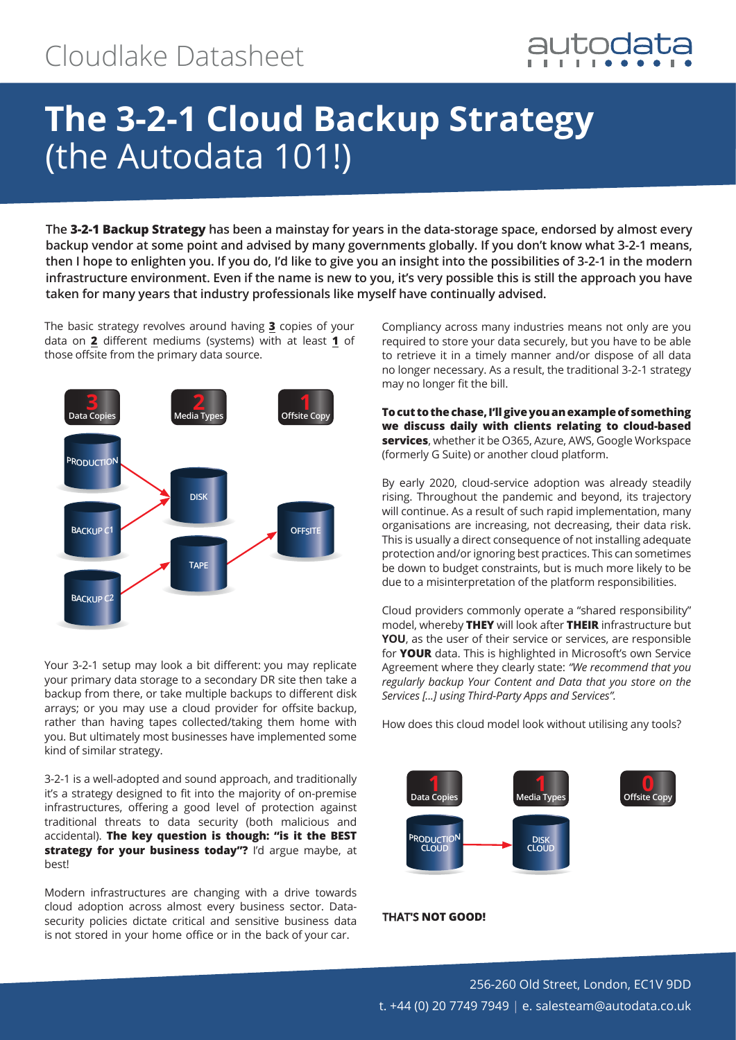Cloudlake Datasheet

# **The 3-2-1 Cloud Backup Strategy** (the Autodata 101!)

**The 3-2-1 Backup Strategy has been a mainstay for years in the data-storage space, endorsed by almost every backup vendor at some point and advised by many governments globally. If you don't know what 3-2-1 means, then I hope to enlighten you. If you do, I'd like to give you an insight into the possibilities of 3-2-1 in the modern infrastructure environment. Even if the name is new to you, it's very possible this is still the approach you have taken for many years that industry professionals like myself have continually advised.**

The basic strategy revolves around having **3** copies of your data on **2** different mediums (systems) with at least **1** of those offsite from the primary data source.

3 Data Copies | 2 Media Types | 1 Offsite Copy

PRODUCTION, BACKUP C1, BACKUP C2 → DISK, TAPE → OFFSITE

Your 3-2-1 setup may look a bit different: you may replicate your primary data storage to a secondary DR site then take a backup from there, or take multiple backups to different disk arrays; or you may use a cloud provider for offsite backup, rather than having tapes collected/taking them home with you. But ultimately most businesses have implemented some kind of similar strategy.

3-2-1 is a well-adopted and sound approach, and traditionally it's a strategy designed to fit into the majority of on-premise infrastructures, offering a good level of protection against traditional threats to data security (both malicious and accidental). **The key question is though: "is it the BEST strategy for your business today"?** I'd argue maybe, at best!

Modern infrastructures are changing with a drive towards cloud adoption across almost every business sector. Data-security policies dictate critical and sensitive business data is not stored in your home office or in the back of your car.

Compliancy across many industries means not only are you required to store your data securely, but you have to be able to retrieve it in a timely manner and/or dispose of all data no longer necessary. As a result, the traditional 3-2-1 strategy may no longer fit the bill.

**To cut to the chase, I'll give you an example of something we discuss daily with clients relating to cloud-based services**, whether it be O365, Azure, AWS, Google Workspace (formerly G Suite) or another cloud platform.

By early 2020, cloud-service adoption was already steadily rising. Throughout the pandemic and beyond, its trajectory will continue. As a result of such rapid implementation, many organisations are increasing, not decreasing, their data risk. This is usually a direct consequence of not installing adequate protection and/or ignoring best practices. This can sometimes be down to budget constraints, but is much more likely to be due to a misinterpretation of the platform responsibilities.

Cloud providers commonly operate a "shared responsibility" model, whereby **THEY** will look after **THEIR** infrastructure but **YOU**, as the user of their service or services, are responsible for **YOUR** data. This is highlighted in Microsoft's own Service Agreement where they clearly state: *"We recommend that you regularly backup Your Content and Data that you store on the Services [...] using Third-Party Apps and Services".*

How does this cloud model look without utilising any tools?

1 Data Copies | 1 Media Types | 0 Offsite Copy

PRODUCTION CLOUD → DISK CLOUD

**THAT'S NOT GOOD!**

256-260 Old Street, London, EC1V 9DD
t. +44 (0) 20 7749 7949 | e. salesteam@autodata.co.uk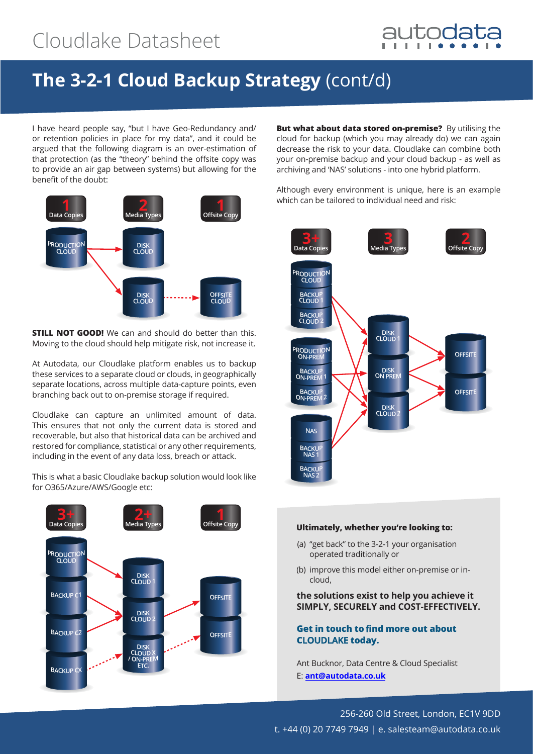Cloudlake Datasheet

# The 3-2-1 Cloud Backup Strategy (cont/d)

I have heard people say, "but I have Geo-Redundancy and/or retention policies in place for my data", and it could be argued that the following diagram is an over-estimation of that protection (as the "theory" behind the offsite copy was to provide an air gap between systems) but allowing for the benefit of the doubt:

1 Data Copies
2 Media Types
1 Offsite Copy
PRODUCTION CLOUD
DISK CLOUD
DISK CLOUD
OFFSITE CLOUD

**STILL NOT GOOD!** We can and should do better than this. Moving to the cloud should help mitigate risk, not increase it.

At Autodata, our Cloudlake platform enables us to backup these services to a separate cloud or clouds, in geographically separate locations, across multiple data-capture points, even branching back out to on-premise storage if required.

Cloudlake can capture an unlimited amount of data. This ensures that not only the current data is stored and recoverable, but also that historical data can be archived and restored for compliance, statistical or any other requirements, including in the event of any data loss, breach or attack.

This is what a basic Cloudlake backup solution would look like for O365/Azure/AWS/Google etc:

3+ Data Copies
2+ Media Types
1 Offsite Copy
PRODUCTION CLOUD
BACKUP C1
BACKUP C2
BACKUP CX
DISK CLOUD 1
DISK CLOUD 2
DISK CLOUD X / ON-PREM ETC.
OFFSITE
OFFSITE

**But what about data stored on-premise?** By utilising the cloud for backup (which you may already do) we can again decrease the risk to your data. Cloudlake can combine both your on-premise backup and your cloud backup - as well as archiving and 'NAS' solutions - into one hybrid platform.

Although every environment is unique, here is an example which can be tailored to individual need and risk:

3+ Data Copies
3 Media Types
2 Offsite Copy
PRODUCTION CLOUD
BACKUP CLOUD 1
BACKUP CLOUD 2
PRODUCTION ON-PREM
BACKUP ON-PREM 1
BACKUP ON-PREM 2
NAS
BACKUP NAS 1
BACKUP NAS 2
DISK CLOUD 1
DISK ON PREM
DISK CLOUD 2
OFFSITE
OFFSITE

**Ultimately, whether you're looking to:**

(a) "get back" to the 3-2-1 your organisation operated traditionally or

(b) improve this model either on-premise or in-cloud,

**the solutions exist to help you achieve it SIMPLY, SECURELY and COST-EFFECTIVELY.**

**Get in touch to find more out about CLOUDLAKE today.**

Ant Bucknor, Data Centre & Cloud Specialist
E: **ant@autodata.co.uk**

256-260 Old Street, London, EC1V 9DD
t. +44 (0) 20 7749 7949 | e. salesteam@autodata.co.uk